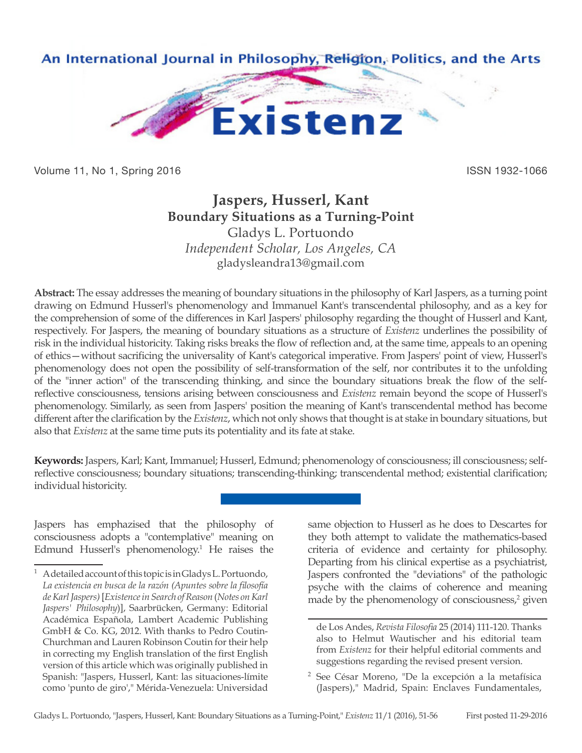# Jaspers, Husserl, Kant
## Boundary Situations as a Turning-Point

Gladys L. Portuondo
*Independent Scholar, Los Angeles, CA*
gladysleandra13@gmail.com

**Abstract:** The essay addresses the meaning of boundary situations in the philosophy of Karl Jaspers, as a turning point drawing on Edmund Husserl's phenomenology and Immanuel Kant's transcendental philosophy, and as a key for the comprehension of some of the differences in Karl Jaspers' philosophy regarding the thought of Husserl and Kant, respectively. For Jaspers, the meaning of boundary situations as a structure of *Existenz* underlines the possibility of risk in the individual historicity. Taking risks breaks the flow of reflection and, at the same time, appeals to an opening of ethics—without sacrificing the universality of Kant's categorical imperative. From Jaspers' point of view, Husserl's phenomenology does not open the possibility of self-transformation of the self, nor contributes it to the unfolding of the "inner action" of the transcending thinking, and since the boundary situations break the flow of the self-reflective consciousness, tensions arising between consciousness and *Existenz* remain beyond the scope of Husserl's phenomenology. Similarly, as seen from Jaspers' position the meaning of Kant's transcendental method has become different after the clarification by the *Existenz*, which not only shows that thought is at stake in boundary situations, but also that *Existenz* at the same time puts its potentiality and its fate at stake.

**Keywords:** Jaspers, Karl; Kant, Immanuel; Husserl, Edmund; phenomenology of consciousness; ill consciousness; self-reflective consciousness; boundary situations; transcending-thinking; transcendental method; existential clarification; individual historicity.

Jaspers has emphasized that the philosophy of consciousness adopts a "contemplative" meaning on Edmund Husserl's phenomenology.[1] He raises the same objection to Husserl as he does to Descartes for they both attempt to validate the mathematics-based criteria of evidence and certainty for philosophy. Departing from his clinical expertise as a psychiatrist, Jaspers confronted the "deviations" of the pathologic psyche with the claims of coherence and meaning made by the phenomenology of consciousness,[2] given

---

[1] A detailed account of this topic is in Gladys L. Portuondo, *La existencia en busca de la razón (Apuntes sobre la filosofía de Karl Jaspers)* [*Existence in Search of Reason* (*Notes on Karl Jaspers' Philosophy*)], Saarbrücken, Germany: Editorial Académica Española, Lambert Academic Publishing GmbH & Co. KG, 2012. With thanks to Pedro Coutin-Churchman and Lauren Robinson Coutin for their help in correcting my English translation of the first English version of this article which was originally published in Spanish: "Jaspers, Husserl, Kant: las situaciones-límite como 'punto de giro'," Mérida-Venezuela: Universidad de Los Andes, *Revista Filosofía* 25 (2014) 111-120. Thanks also to Helmut Wautischer and his editorial team from *Existenz* for their helpful editorial comments and suggestions regarding the revised present version.

[2] See César Moreno, "De la excepción a la metafísica (Jaspers)," Madrid, Spain: Enclaves Fundamentales,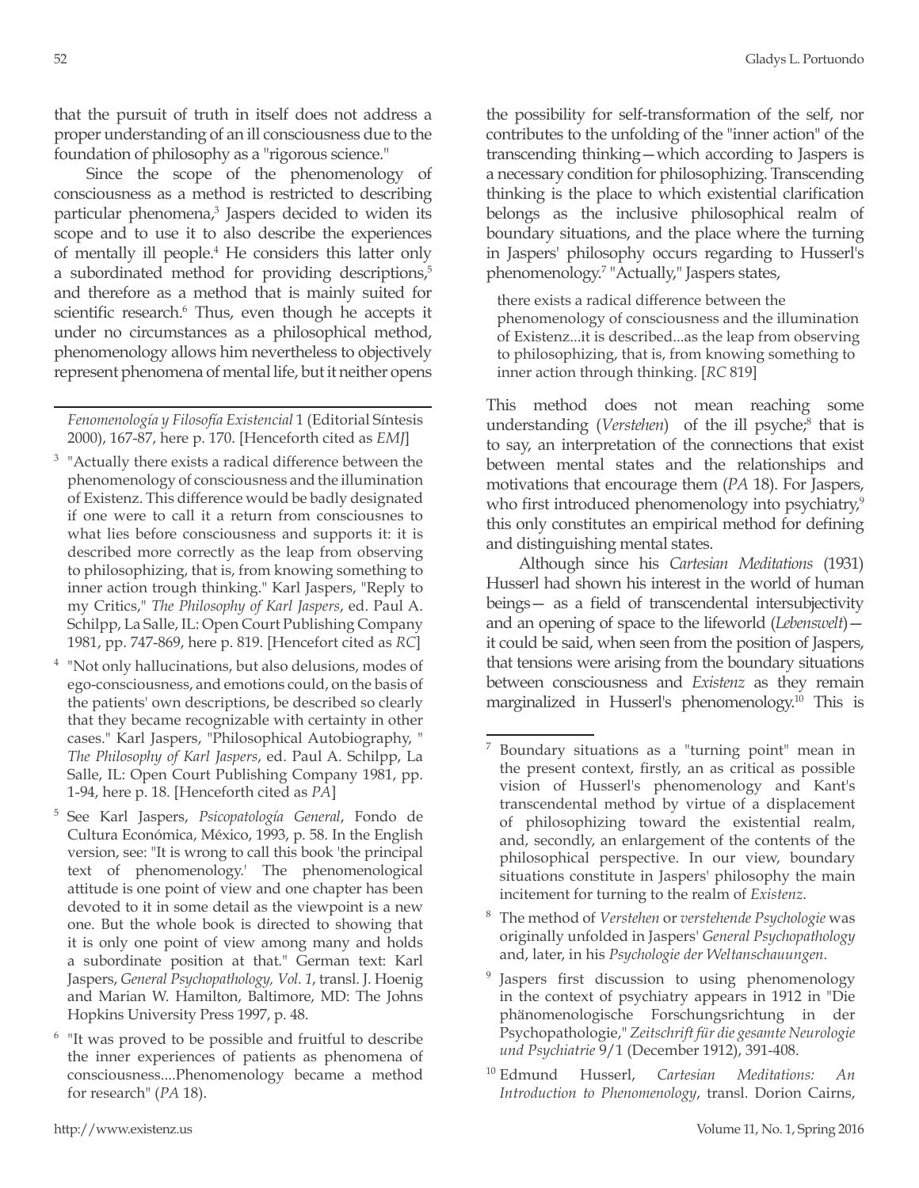that the pursuit of truth in itself does not address a proper understanding of an ill consciousness due to the foundation of philosophy as a "rigorous science."

Since the scope of the phenomenology of consciousness as a method is restricted to describing particular phenomena,[3] Jaspers decided to widen its scope and to use it to also describe the experiences of mentally ill people.[4] He considers this latter only a subordinated method for providing descriptions,[5] and therefore as a method that is mainly suited for scientific research.[6] Thus, even though he accepts it under no circumstances as a philosophical method, phenomenology allows him nevertheless to objectively represent phenomena of mental life, but it neither opens the possibility for self-transformation of the self, nor contributes to the unfolding of the "inner action" of the transcending thinking—which according to Jaspers is a necessary condition for philosophizing. Transcending thinking is the place to which existential clarification belongs as the inclusive philosophical realm of boundary situations, and the place where the turning in Jaspers' philosophy occurs regarding to Husserl's phenomenology.[7] "Actually," Jaspers states,

> there exists a radical difference between the phenomenology of consciousness and the illumination of Existenz...it is described...as the leap from observing to philosophizing, that is, from knowing something to inner action through thinking. [*RC* 819]

This method does not mean reaching some understanding (*Verstehen*) of the ill psyche;[8] that is to say, an interpretation of the connections that exist between mental states and the relationships and motivations that encourage them (*PA* 18). For Jaspers, who first introduced phenomenology into psychiatry,[9] this only constitutes an empirical method for defining and distinguishing mental states.

Although since his *Cartesian Meditations* (1931) Husserl had shown his interest in the world of human beings— as a field of transcendental intersubjectivity and an opening of space to the lifeworld (*Lebenswelt*)— it could be said, when seen from the position of Jaspers, that tensions were arising from the boundary situations between consciousness and *Existenz* as they remain marginalized in Husserl's phenomenology.[10] This is

---

*Fenomenología y Filosofía Existencial* 1 (Editorial Síntesis 2000), 167-87, here p. 170. [Henceforth cited as *EMJ*]

[3] "Actually there exists a radical difference between the phenomenology of consciousness and the illumination of Existenz. This difference would be badly designated if one were to call it a return from consciousnes to what lies before consciousness and supports it: it is described more correctly as the leap from observing to philosophizing, that is, from knowing something to inner action trough thinking." Karl Jaspers, "Reply to my Critics," *The Philosophy of Karl Jaspers*, ed. Paul A. Schilpp, La Salle, IL: Open Court Publishing Company 1981, pp. 747-869, here p. 819. [Hencefort cited as *RC*]

[4] "Not only hallucinations, but also delusions, modes of ego-consciousness, and emotions could, on the basis of the patients' own descriptions, be described so clearly that they became recognizable with certainty in other cases." Karl Jaspers, "Philosophical Autobiography, " *The Philosophy of Karl Jaspers*, ed. Paul A. Schilpp, La Salle, IL: Open Court Publishing Company 1981, pp. 1-94, here p. 18. [Henceforth cited as *PA*]

[5] See Karl Jaspers, *Psicopatología General*, Fondo de Cultura Económica, México, 1993, p. 58. In the English version, see: "It is wrong to call this book 'the principal text of phenomenology.' The phenomenological attitude is one point of view and one chapter has been devoted to it in some detail as the viewpoint is a new one. But the whole book is directed to showing that it is only one point of view among many and holds a subordinate position at that." German text: Karl Jaspers, *General Psychopathology, Vol. 1*, transl. J. Hoenig and Marian W. Hamilton, Baltimore, MD: The Johns Hopkins University Press 1997, p. 48.

[6] "It was proved to be possible and fruitful to describe the inner experiences of patients as phenomena of consciousness....Phenomenology became a method for research" (*PA* 18).

[7] Boundary situations as a "turning point" mean in the present context, firstly, an as critical as possible vision of Husserl's phenomenology and Kant's transcendental method by virtue of a displacement of philosophizing toward the existential realm, and, secondly, an enlargement of the contents of the philosophical perspective. In our view, boundary situations constitute in Jaspers' philosophy the main incitement for turning to the realm of *Existenz*.

[8] The method of *Verstehen* or *verstehende Psychologie* was originally unfolded in Jaspers' *General Psychopathology* and, later, in his *Psychologie der Weltanschauungen*.

[9] Jaspers first discussion to using phenomenology in the context of psychiatry appears in 1912 in "Die phänomenologische Forschungsrichtung in der Psychopathologie," *Zeitschrift für die gesamte Neurologie und Psychiatrie* 9/1 (December 1912), 391-408.

[10] Edmund Husserl, *Cartesian Meditations: An Introduction to Phenomenology*, transl. Dorion Cairns,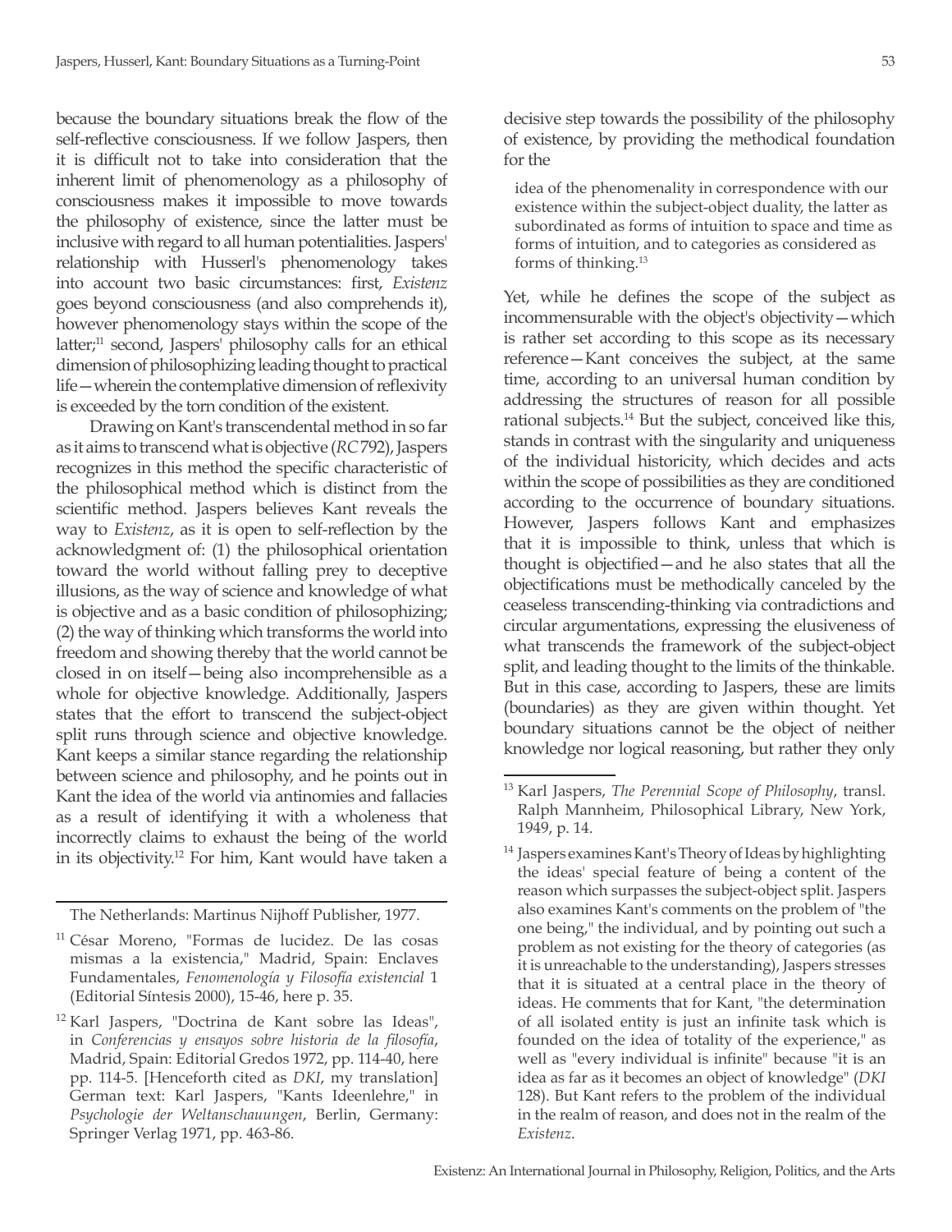because the boundary situations break the flow of the self-reflective consciousness. If we follow Jaspers, then it is difficult not to take into consideration that the inherent limit of phenomenology as a philosophy of consciousness makes it impossible to move towards the philosophy of existence, since the latter must be inclusive with regard to all human potentialities. Jaspers' relationship with Husserl's phenomenology takes into account two basic circumstances: first, *Existenz* goes beyond consciousness (and also comprehends it), however phenomenology stays within the scope of the latter;[11] second, Jaspers' philosophy calls for an ethical dimension of philosophizing leading thought to practical life—wherein the contemplative dimension of reflexivity is exceeded by the torn condition of the existent.

Drawing on Kant's transcendental method in so far as it aims to transcend what is objective (*RC* 792), Jaspers recognizes in this method the specific characteristic of the philosophical method which is distinct from the scientific method. Jaspers believes Kant reveals the way to *Existenz*, as it is open to self-reflection by the acknowledgment of: (1) the philosophical orientation toward the world without falling prey to deceptive illusions, as the way of science and knowledge of what is objective and as a basic condition of philosophizing; (2) the way of thinking which transforms the world into freedom and showing thereby that the world cannot be closed in on itself—being also incomprehensible as a whole for objective knowledge. Additionally, Jaspers states that the effort to transcend the subject-object split runs through science and objective knowledge. Kant keeps a similar stance regarding the relationship between science and philosophy, and he points out in Kant the idea of the world via antinomies and fallacies as a result of identifying it with a wholeness that incorrectly claims to exhaust the being of the world in its objectivity.[12] For him, Kant would have taken a decisive step towards the possibility of the philosophy of existence, by providing the methodical foundation for the

> idea of the phenomenality in correspondence with our existence within the subject-object duality, the latter as subordinated as forms of intuition to space and time as forms of intuition, and to categories as considered as forms of thinking.[13]

Yet, while he defines the scope of the subject as incommensurable with the object's objectivity—which is rather set according to this scope as its necessary reference—Kant conceives the subject, at the same time, according to an universal human condition by addressing the structures of reason for all possible rational subjects.[14] But the subject, conceived like this, stands in contrast with the singularity and uniqueness of the individual historicity, which decides and acts within the scope of possibilities as they are conditioned according to the occurrence of boundary situations. However, Jaspers follows Kant and emphasizes that it is impossible to think, unless that which is thought is objectified—and he also states that all the objectifications must be methodically canceled by the ceaseless transcending-thinking via contradictions and circular argumentations, expressing the elusiveness of what transcends the framework of the subject-object split, and leading thought to the limits of the thinkable. But in this case, according to Jaspers, these are limits (boundaries) as they are given within thought. Yet boundary situations cannot be the object of neither knowledge nor logical reasoning, but rather they only

---

The Netherlands: Martinus Nijhoff Publisher, 1977.

[11] César Moreno, "Formas de lucidez. De las cosas mismas a la existencia," Madrid, Spain: Enclaves Fundamentales, *Fenomenología y Filosofía existencial* 1 (Editorial Síntesis 2000), 15-46, here p. 35.

[12] Karl Jaspers, "Doctrina de Kant sobre las Ideas", in *Conferencias y ensayos sobre historia de la filosofía*, Madrid, Spain: Editorial Gredos 1972, pp. 114-40, here pp. 114-5. [Henceforth cited as *DKI*, my translation] German text: Karl Jaspers, "Kants Ideenlehre," in *Psychologie der Weltanschauungen*, Berlin, Germany: Springer Verlag 1971, pp. 463-86.

[13] Karl Jaspers, *The Perennial Scope of Philosophy*, transl. Ralph Mannheim, Philosophical Library, New York, 1949, p. 14.

[14] Jaspers examines Kant's Theory of Ideas by highlighting the ideas' special feature of being a content of the reason which surpasses the subject-object split. Jaspers also examines Kant's comments on the problem of "the one being," the individual, and by pointing out such a problem as not existing for the theory of categories (as it is unreachable to the understanding), Jaspers stresses that it is situated at a central place in the theory of ideas. He comments that for Kant, "the determination of all isolated entity is just an infinite task which is founded on the idea of totality of the experience," as well as "every individual is infinite" because "it is an idea as far as it becomes an object of knowledge" (*DKI* 128). But Kant refers to the problem of the individual in the realm of reason, and does not in the realm of the *Existenz*.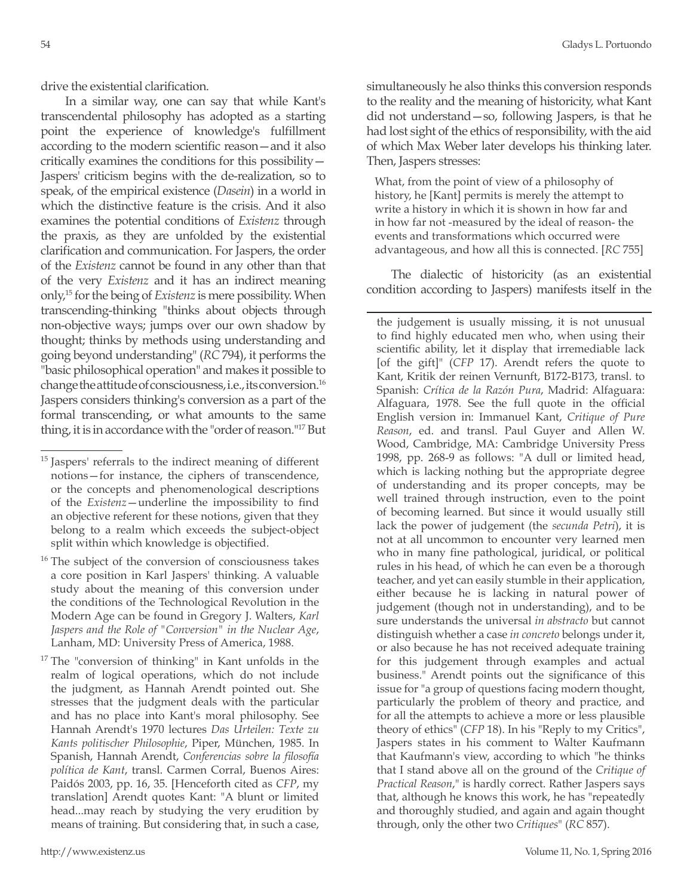drive the existential clarification.

In a similar way, one can say that while Kant's transcendental philosophy has adopted as a starting point the experience of knowledge's fulfillment according to the modern scientific reason—and it also critically examines the conditions for this possibility—Jaspers' criticism begins with the de-realization, so to speak, of the empirical existence (*Dasein*) in a world in which the distinctive feature is the crisis. And it also examines the potential conditions of *Existenz* through the praxis, as they are unfolded by the existential clarification and communication. For Jaspers, the order of the *Existenz* cannot be found in any other than that of the very *Existenz* and it has an indirect meaning only,[15] for the being of *Existenz* is mere possibility. When transcending-thinking "thinks about objects through non-objective ways; jumps over our own shadow by thought; thinks by methods using understanding and going beyond understanding" (*RC* 794), it performs the "basic philosophical operation" and makes it possible to change the attitude of consciousness, i.e., its conversion.[16] Jaspers considers thinking's conversion as a part of the formal transcending, or what amounts to the same thing, it is in accordance with the "order of reason."[17] But simultaneously he also thinks this conversion responds to the reality and the meaning of historicity, what Kant did not understand—so, following Jaspers, is that he had lost sight of the ethics of responsibility, with the aid of which Max Weber later develops his thinking later. Then, Jaspers stresses:

> What, from the point of view of a philosophy of history, he [Kant] permits is merely the attempt to write a history in which it is shown in how far and in how far not -measured by the ideal of reason- the events and transformations which occurred were advantageous, and how all this is connected. [*RC* 755]

The dialectic of historicity (as an existential condition according to Jaspers) manifests itself in the

---

[15] Jaspers' referrals to the indirect meaning of different notions—for instance, the ciphers of transcendence, or the concepts and phenomenological descriptions of the *Existenz*—underline the impossibility to find an objective referent for these notions, given that they belong to a realm which exceeds the subject-object split within which knowledge is objectified.

[16] The subject of the conversion of consciousness takes a core position in Karl Jaspers' thinking. A valuable study about the meaning of this conversion under the conditions of the Technological Revolution in the Modern Age can be found in Gregory J. Walters, *Karl Jaspers and the Role of "Conversion" in the Nuclear Age*, Lanham, MD: University Press of America, 1988.

[17] The "conversion of thinking" in Kant unfolds in the realm of logical operations, which do not include the judgment, as Hannah Arendt pointed out. She stresses that the judgment deals with the particular and has no place into Kant's moral philosophy. See Hannah Arendt's 1970 lectures *Das Urteilen: Texte zu Kants politischer Philosophie*, Piper, München, 1985. In Spanish, Hannah Arendt, *Conferencias sobre la filosofía política de Kant*, transl. Carmen Corral, Buenos Aires: Paidós 2003, pp. 16, 35. [Henceforth cited as *CFP*, my translation] Arendt quotes Kant: "A blunt or limited head...may reach by studying the very erudition by means of training. But considering that, in such a case, the judgement is usually missing, it is not unusual to find highly educated men who, when using their scientific ability, let it display that irremediable lack [of the gift]" (*CFP* 17). Arendt refers the quote to Kant, Kritik der reinen Vernunft, B172-B173, transl. to Spanish: *Crítica de la Razón Pura*, Madrid: Alfaguara: Alfaguara, 1978. See the full quote in the official English version in: Immanuel Kant, *Critique of Pure Reason*, ed. and transl. Paul Guyer and Allen W. Wood, Cambridge, MA: Cambridge University Press 1998, pp. 268-9 as follows: "A dull or limited head, which is lacking nothing but the appropriate degree of understanding and its proper concepts, may be well trained through instruction, even to the point of becoming learned. But since it would usually still lack the power of judgement (the *secunda Petri*), it is not at all uncommon to encounter very learned men who in many fine pathological, juridical, or political rules in his head, of which he can even be a thorough teacher, and yet can easily stumble in their application, either because he is lacking in natural power of judgement (though not in understanding), and to be sure understands the universal *in abstracto* but cannot distinguish whether a case *in concreto* belongs under it, or also because he has not received adequate training for this judgement through examples and actual business." Arendt points out the significance of this issue for "a group of questions facing modern thought, particularly the problem of theory and practice, and for all the attempts to achieve a more or less plausible theory of ethics" (*CFP* 18). In his "Reply to my Critics", Jaspers states in his comment to Walter Kaufmann that Kaufmann's view, according to which "he thinks that I stand above all on the ground of the *Critique of Practical Reason*," is hardly correct. Rather Jaspers says that, although he knows this work, he has "repeatedly and thoroughly studied, and again and again thought through, only the other two *Critiques*" (*RC* 857).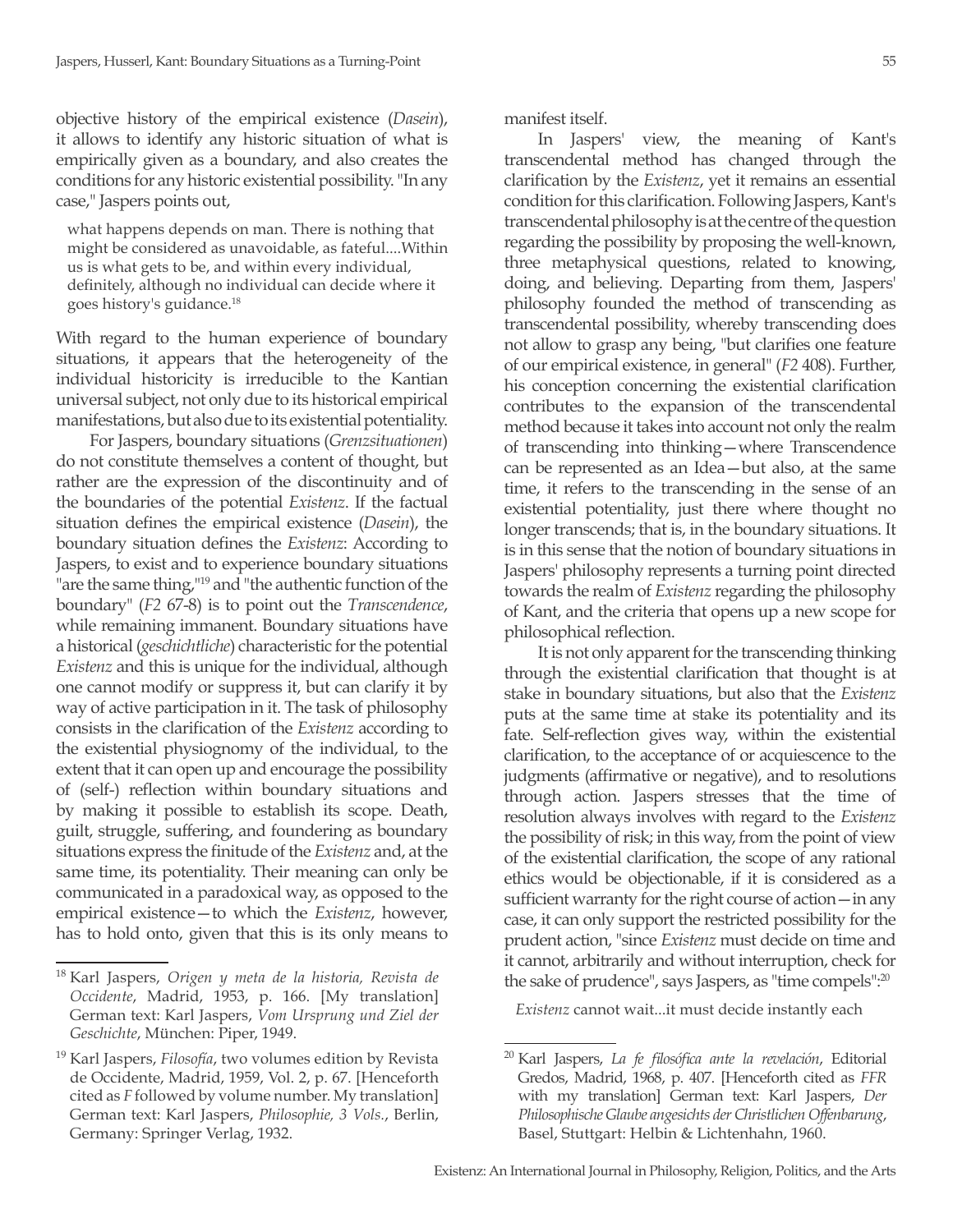objective history of the empirical existence (*Dasein*), it allows to identify any historic situation of what is empirically given as a boundary, and also creates the conditions for any historic existential possibility. "In any case," Jaspers points out,

> what happens depends on man. There is nothing that might be considered as unavoidable, as fateful....Within us is what gets to be, and within every individual, definitely, although no individual can decide where it goes history's guidance.[18]

With regard to the human experience of boundary situations, it appears that the heterogeneity of the individual historicity is irreducible to the Kantian universal subject, not only due to its historical empirical manifestations, but also due to its existential potentiality.

For Jaspers, boundary situations (*Grenzsituationen*) do not constitute themselves a content of thought, but rather are the expression of the discontinuity and of the boundaries of the potential *Existenz*. If the factual situation defines the empirical existence (*Dasein*), the boundary situation defines the *Existenz*: According to Jaspers, to exist and to experience boundary situations "are the same thing,"[19] and "the authentic function of the boundary" (*F2* 67-8) is to point out the *Transcendence*, while remaining immanent. Boundary situations have a historical (*geschichtliche*) characteristic for the potential *Existenz* and this is unique for the individual, although one cannot modify or suppress it, but can clarify it by way of active participation in it. The task of philosophy consists in the clarification of the *Existenz* according to the existential physiognomy of the individual, to the extent that it can open up and encourage the possibility of (self-) reflection within boundary situations and by making it possible to establish its scope. Death, guilt, struggle, suffering, and foundering as boundary situations express the finitude of the *Existenz* and, at the same time, its potentiality. Their meaning can only be communicated in a paradoxical way, as opposed to the empirical existence—to which the *Existenz*, however, has to hold onto, given that this is its only means to manifest itself.

In Jaspers' view, the meaning of Kant's transcendental method has changed through the clarification by the *Existenz*, yet it remains an essential condition for this clarification. Following Jaspers, Kant's transcendental philosophy is at the centre of the question regarding the possibility by proposing the well-known, three metaphysical questions, related to knowing, doing, and believing. Departing from them, Jaspers' philosophy founded the method of transcending as transcendental possibility, whereby transcending does not allow to grasp any being, "but clarifies one feature of our empirical existence, in general" (*F2* 408). Further, his conception concerning the existential clarification contributes to the expansion of the transcendental method because it takes into account not only the realm of transcending into thinking—where Transcendence can be represented as an Idea—but also, at the same time, it refers to the transcending in the sense of an existential potentiality, just there where thought no longer transcends; that is, in the boundary situations. It is in this sense that the notion of boundary situations in Jaspers' philosophy represents a turning point directed towards the realm of *Existenz* regarding the philosophy of Kant, and the criteria that opens up a new scope for philosophical reflection.

It is not only apparent for the transcending thinking through the existential clarification that thought is at stake in boundary situations, but also that the *Existenz* puts at the same time at stake its potentiality and its fate. Self-reflection gives way, within the existential clarification, to the acceptance of or acquiescence to the judgments (affirmative or negative), and to resolutions through action. Jaspers stresses that the time of resolution always involves with regard to the *Existenz* the possibility of risk; in this way, from the point of view of the existential clarification, the scope of any rational ethics would be objectionable, if it is considered as a sufficient warranty for the right course of action—in any case, it can only support the restricted possibility for the prudent action, "since *Existenz* must decide on time and it cannot, arbitrarily and without interruption, check for the sake of prudence", says Jaspers, as "time compels":[20]

> *Existenz* cannot wait...it must decide instantly each

---

[18] Karl Jaspers, *Origen y meta de la historia, Revista de Occidente*, Madrid, 1953, p. 166. [My translation] German text: Karl Jaspers, *Vom Ursprung und Ziel der Geschichte*, München: Piper, 1949.

[19] Karl Jaspers, *Filosofía*, two volumes edition by Revista de Occidente, Madrid, 1959, Vol. 2, p. 67. [Henceforth cited as *F* followed by volume number. My translation] German text: Karl Jaspers, *Philosophie, 3 Vols.*, Berlin, Germany: Springer Verlag, 1932.

[20] Karl Jaspers, *La fe filosófica ante la revelación*, Editorial Gredos, Madrid, 1968, p. 407. [Henceforth cited as *FFR* with my translation] German text: Karl Jaspers, *Der Philosophische Glaube angesichts der Christlichen Offenbarung*, Basel, Stuttgart: Helbin & Lichtenhahn, 1960.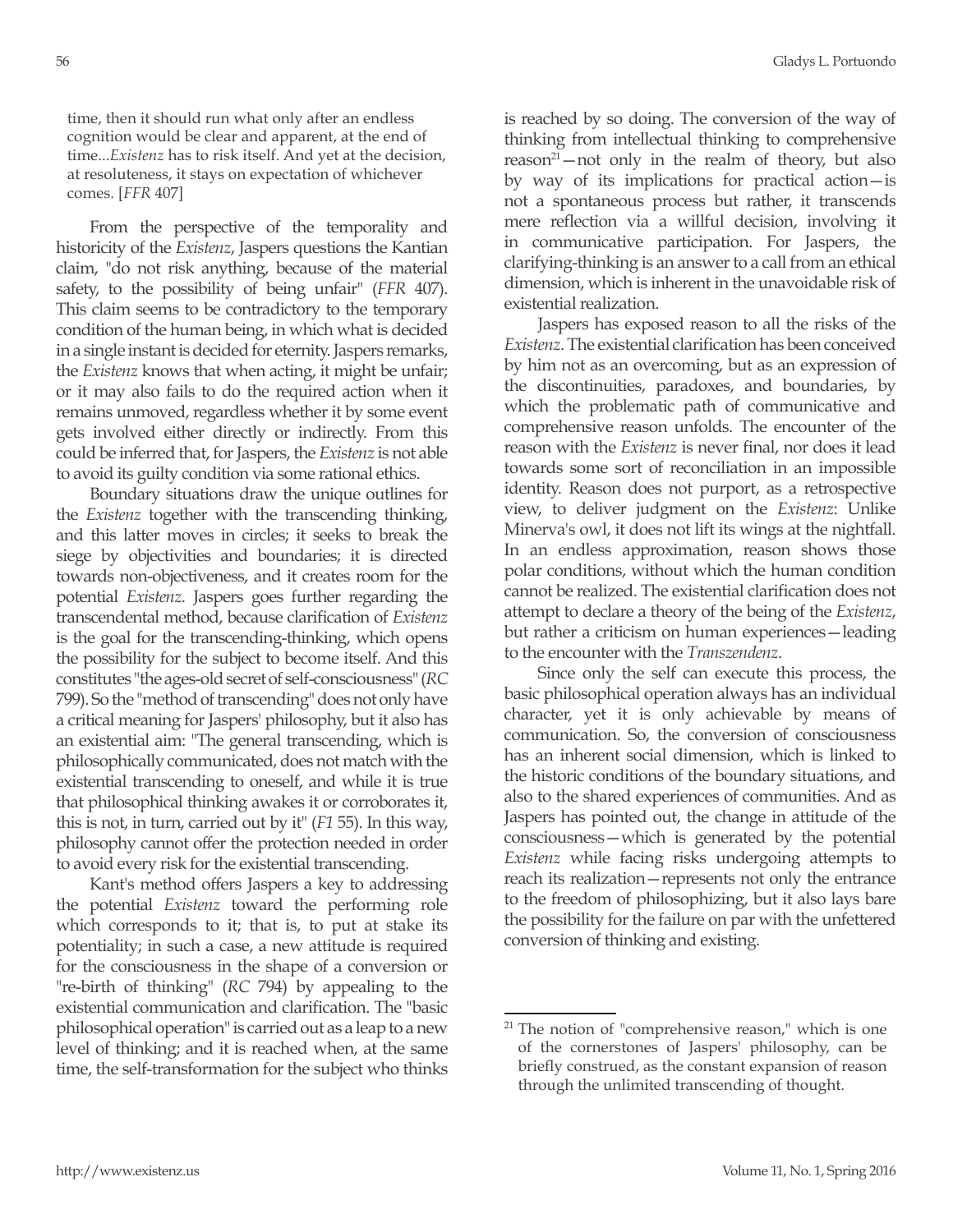time, then it should run what only after an endless cognition would be clear and apparent, at the end of time...*Existenz* has to risk itself. And yet at the decision, at resoluteness, it stays on expectation of whichever comes. [*FFR* 407]

From the perspective of the temporality and historicity of the *Existenz*, Jaspers questions the Kantian claim, "do not risk anything, because of the material safety, to the possibility of being unfair" (*FFR* 407). This claim seems to be contradictory to the temporary condition of the human being, in which what is decided in a single instant is decided for eternity. Jaspers remarks, the *Existenz* knows that when acting, it might be unfair; or it may also fails to do the required action when it remains unmoved, regardless whether it by some event gets involved either directly or indirectly. From this could be inferred that, for Jaspers, the *Existenz* is not able to avoid its guilty condition via some rational ethics.

Boundary situations draw the unique outlines for the *Existenz* together with the transcending thinking, and this latter moves in circles; it seeks to break the siege by objectivities and boundaries; it is directed towards non-objectiveness, and it creates room for the potential *Existenz*. Jaspers goes further regarding the transcendental method, because clarification of *Existenz* is the goal for the transcending-thinking, which opens the possibility for the subject to become itself. And this constitutes "the ages-old secret of self-consciousness" (*RC* 799). So the "method of transcending" does not only have a critical meaning for Jaspers' philosophy, but it also has an existential aim: "The general transcending, which is philosophically communicated, does not match with the existential transcending to oneself, and while it is true that philosophical thinking awakes it or corroborates it, this is not, in turn, carried out by it" (*F1* 55). In this way, philosophy cannot offer the protection needed in order to avoid every risk for the existential transcending.

Kant's method offers Jaspers a key to addressing the potential *Existenz* toward the performing role which corresponds to it; that is, to put at stake its potentiality; in such a case, a new attitude is required for the consciousness in the shape of a conversion or "re-birth of thinking" (*RC* 794) by appealing to the existential communication and clarification. The "basic philosophical operation" is carried out as a leap to a new level of thinking; and it is reached when, at the same time, the self-transformation for the subject who thinks is reached by so doing. The conversion of the way of thinking from intellectual thinking to comprehensive reason[21]—not only in the realm of theory, but also by way of its implications for practical action—is not a spontaneous process but rather, it transcends mere reflection via a willful decision, involving it in communicative participation. For Jaspers, the clarifying-thinking is an answer to a call from an ethical dimension, which is inherent in the unavoidable risk of existential realization.

Jaspers has exposed reason to all the risks of the *Existenz*. The existential clarification has been conceived by him not as an overcoming, but as an expression of the discontinuities, paradoxes, and boundaries, by which the problematic path of communicative and comprehensive reason unfolds. The encounter of the reason with the *Existenz* is never final, nor does it lead towards some sort of reconciliation in an impossible identity. Reason does not purport, as a retrospective view, to deliver judgment on the *Existenz*: Unlike Minerva's owl, it does not lift its wings at the nightfall. In an endless approximation, reason shows those polar conditions, without which the human condition cannot be realized. The existential clarification does not attempt to declare a theory of the being of the *Existenz*, but rather a criticism on human experiences—leading to the encounter with the *Transzendenz*.

Since only the self can execute this process, the basic philosophical operation always has an individual character, yet it is only achievable by means of communication. So, the conversion of consciousness has an inherent social dimension, which is linked to the historic conditions of the boundary situations, and also to the shared experiences of communities. And as Jaspers has pointed out, the change in attitude of the consciousness—which is generated by the potential *Existenz* while facing risks undergoing attempts to reach its realization—represents not only the entrance to the freedom of philosophizing, but it also lays bare the possibility for the failure on par with the unfettered conversion of thinking and existing.

---

[21] The notion of "comprehensive reason," which is one of the cornerstones of Jaspers' philosophy, can be briefly construed, as the constant expansion of reason through the unlimited transcending of thought.